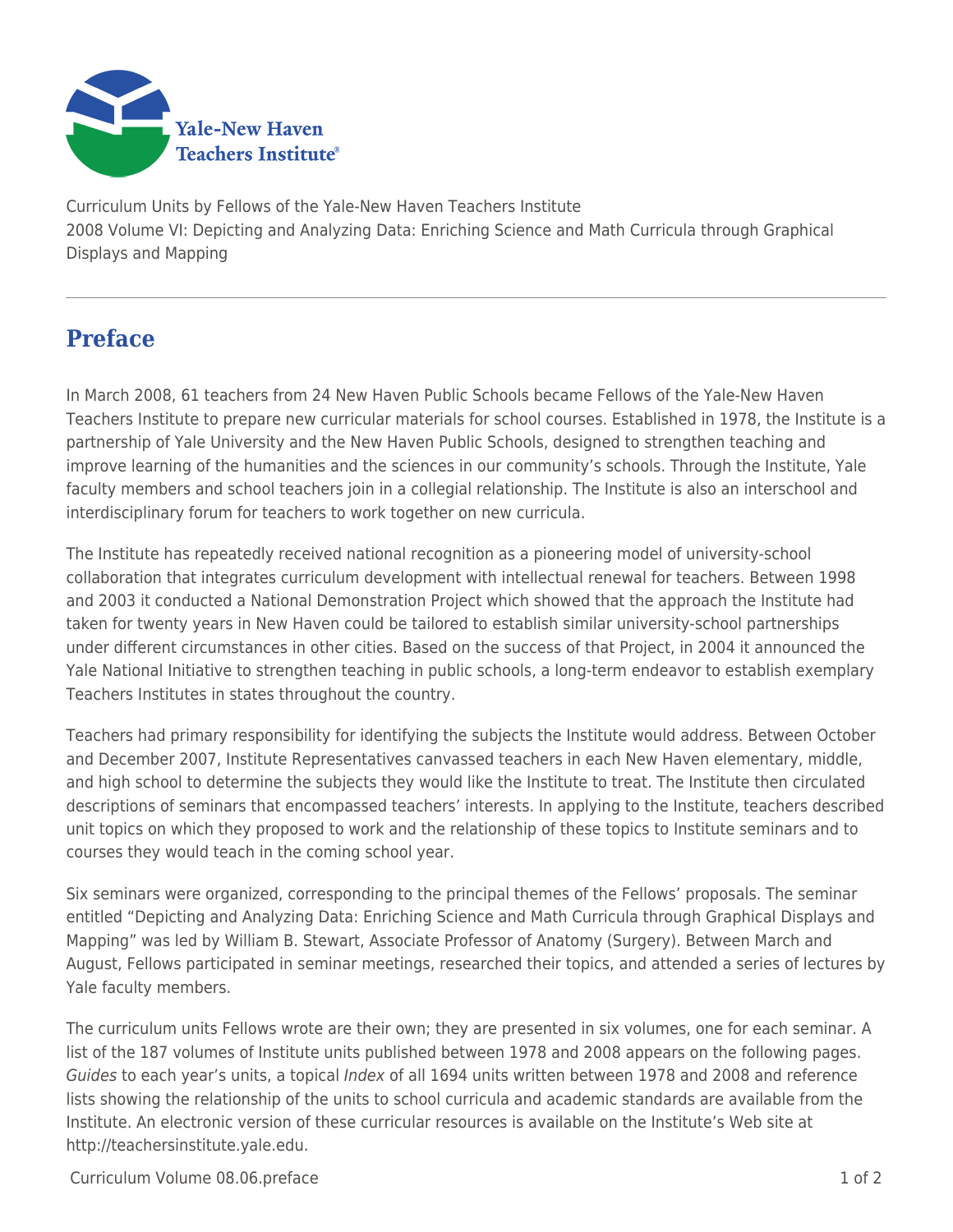Curriculum Units by Fellows of the Yale-New Haven Teachers Institute
2008 Volume VI: Depicting and Analyzing Data: Enriching Science and Math Curricula through Graphical Displays and Mapping

# Preface

In March 2008, 61 teachers from 24 New Haven Public Schools became Fellows of the Yale-New Haven Teachers Institute to prepare new curricular materials for school courses. Established in 1978, the Institute is a partnership of Yale University and the New Haven Public Schools, designed to strengthen teaching and improve learning of the humanities and the sciences in our community's schools. Through the Institute, Yale faculty members and school teachers join in a collegial relationship. The Institute is also an interschool and interdisciplinary forum for teachers to work together on new curricula.

The Institute has repeatedly received national recognition as a pioneering model of university-school collaboration that integrates curriculum development with intellectual renewal for teachers. Between 1998 and 2003 it conducted a National Demonstration Project which showed that the approach the Institute had taken for twenty years in New Haven could be tailored to establish similar university-school partnerships under different circumstances in other cities. Based on the success of that Project, in 2004 it announced the Yale National Initiative to strengthen teaching in public schools, a long-term endeavor to establish exemplary Teachers Institutes in states throughout the country.

Teachers had primary responsibility for identifying the subjects the Institute would address. Between October and December 2007, Institute Representatives canvassed teachers in each New Haven elementary, middle, and high school to determine the subjects they would like the Institute to treat. The Institute then circulated descriptions of seminars that encompassed teachers' interests. In applying to the Institute, teachers described unit topics on which they proposed to work and the relationship of these topics to Institute seminars and to courses they would teach in the coming school year.

Six seminars were organized, corresponding to the principal themes of the Fellows' proposals. The seminar entitled "Depicting and Analyzing Data: Enriching Science and Math Curricula through Graphical Displays and Mapping" was led by William B. Stewart, Associate Professor of Anatomy (Surgery). Between March and August, Fellows participated in seminar meetings, researched their topics, and attended a series of lectures by Yale faculty members.

The curriculum units Fellows wrote are their own; they are presented in six volumes, one for each seminar. A list of the 187 volumes of Institute units published between 1978 and 2008 appears on the following pages. *Guides* to each year's units, a topical *Index* of all 1694 units written between 1978 and 2008 and reference lists showing the relationship of the units to school curricula and academic standards are available from the Institute. An electronic version of these curricular resources is available on the Institute's Web site at http://teachersinstitute.yale.edu.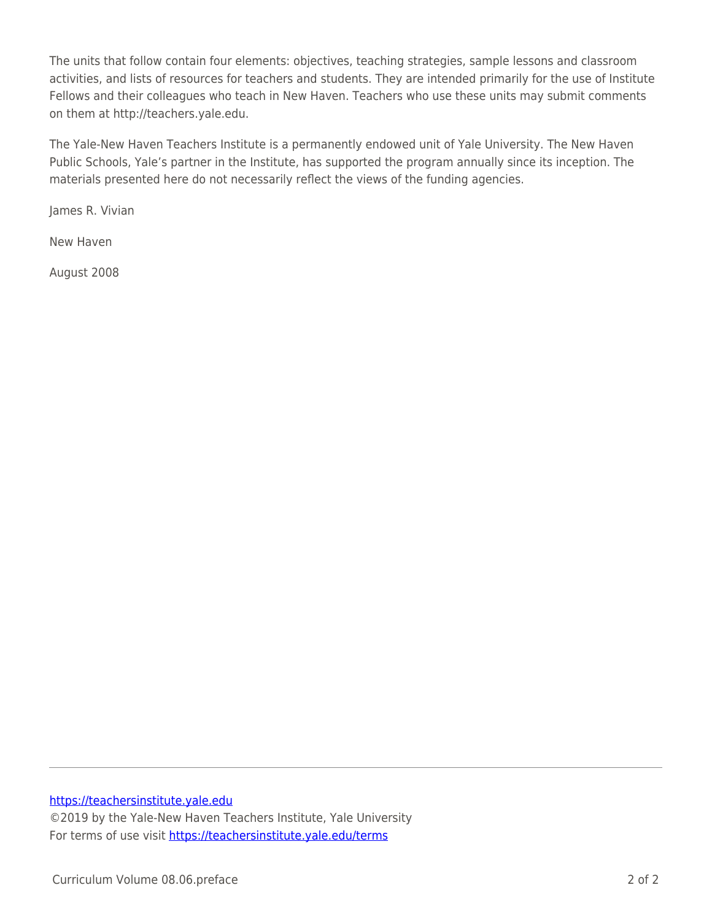The units that follow contain four elements: objectives, teaching strategies, sample lessons and classroom activities, and lists of resources for teachers and students. They are intended primarily for the use of Institute Fellows and their colleagues who teach in New Haven. Teachers who use these units may submit comments on them at http://teachers.yale.edu.

The Yale-New Haven Teachers Institute is a permanently endowed unit of Yale University. The New Haven Public Schools, Yale's partner in the Institute, has supported the program annually since its inception. The materials presented here do not necessarily reflect the views of the funding agencies.

James R. Vivian

New Haven

August 2008